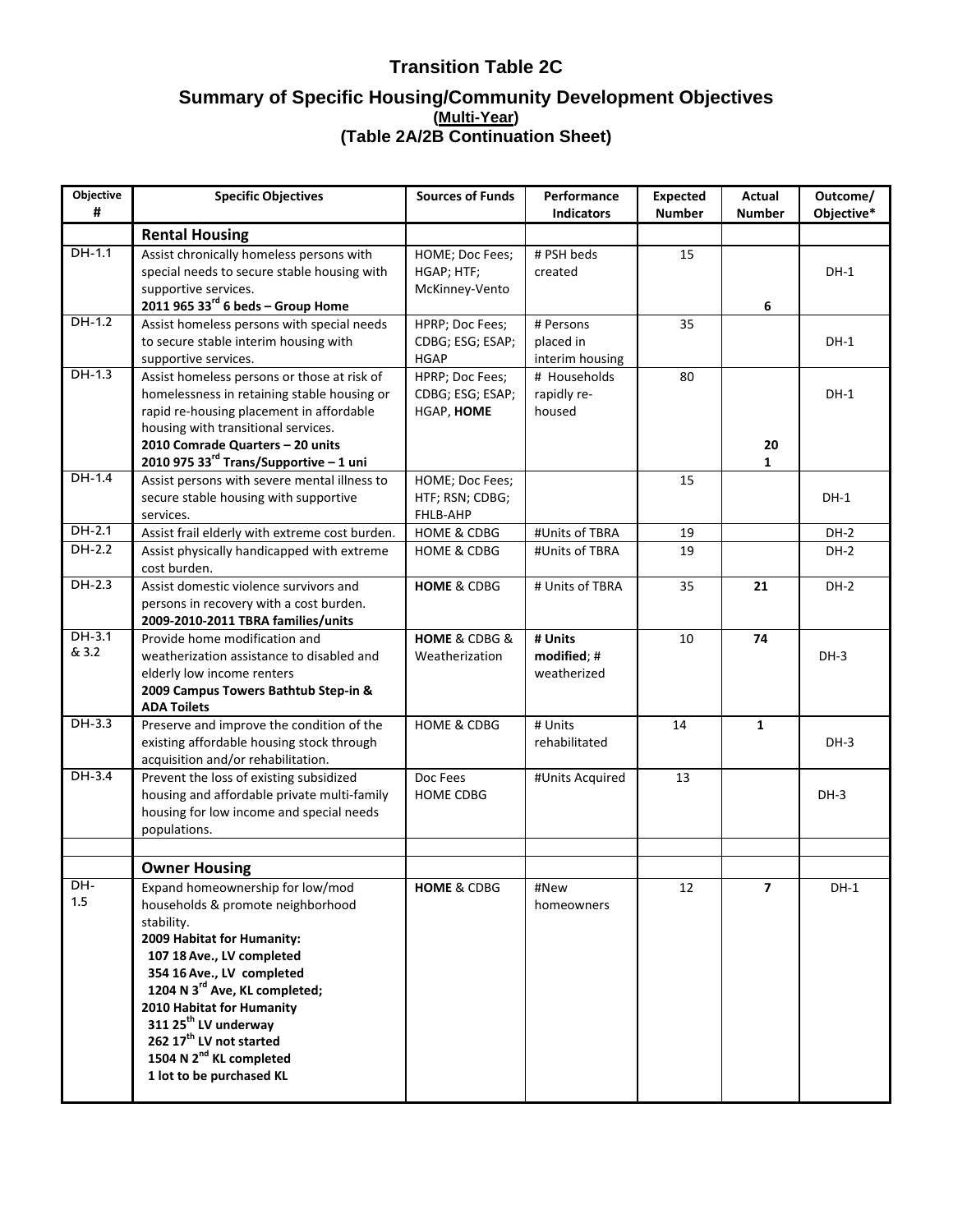# Transition Table 2C

## Summary of Specific Housing/Community Development Objectives

**(Multi-Year)**

**(Table 2A/2B Continuation Sheet)**

| Objective # | Specific Objectives | Sources of Funds | Performance Indicators | Expected Number | Actual Number | Outcome/ Objective* |
|---|---|---|---|---|---|---|
| | **Rental Housing** | | | | | |
| DH-1.1 | Assist chronically homeless persons with special needs to secure stable housing with supportive services. **2011 965 33rd 6 beds – Group Home** | HOME; Doc Fees; HGAP; HTF; McKinney-Vento | # PSH beds created | 15 | **6** | DH-1 |
| DH-1.2 | Assist homeless persons with special needs to secure stable interim housing with supportive services. | HPRP; Doc Fees; CDBG; ESG; ESAP; HGAP | # Persons placed in interim housing | 35 | | DH-1 |
| DH-1.3 | Assist homeless persons or those at risk of homelessness in retaining stable housing or rapid re-housing placement in affordable housing with transitional services. **2010 Comrade Quarters – 20 units** **2010 975 33rd Trans/Supportive – 1 uni** | HPRP; Doc Fees; CDBG; ESG; ESAP; HGAP, **HOME** | # Households rapidly re-housed | 80 | **20** **1** | DH-1 |
| DH-1.4 | Assist persons with severe mental illness to secure stable housing with supportive services. | HOME; Doc Fees; HTF; RSN; CDBG; FHLB-AHP | | 15 | | DH-1 |
| DH-2.1 | Assist frail elderly with extreme cost burden. | HOME & CDBG | #Units of TBRA | 19 | | DH-2 |
| DH-2.2 | Assist physically handicapped with extreme cost burden. | HOME & CDBG | #Units of TBRA | 19 | | DH-2 |
| DH-2.3 | Assist domestic violence survivors and persons in recovery with a cost burden. **2009-2010-2011 TBRA families/units** | **HOME** & CDBG | # Units of TBRA | 35 | **21** | DH-2 |
| DH-3.1 & 3.2 | Provide home modification and weatherization assistance to disabled and elderly low income renters **2009 Campus Towers Bathtub Step-in & ADA Toilets** | **HOME** & CDBG & Weatherization | **# Units modified**; # weatherized | 10 | **74** | DH-3 |
| DH-3.3 | Preserve and improve the condition of the existing affordable housing stock through acquisition and/or rehabilitation. | HOME & CDBG | # Units rehabilitated | 14 | **1** | DH-3 |
| DH-3.4 | Prevent the loss of existing subsidized housing and affordable private multi-family housing for low income and special needs populations. | Doc Fees HOME CDBG | #Units Acquired | 13 | | DH-3 |
| | | | | | | |
| | **Owner Housing** | | | | | |
| DH-1.5 | Expand homeownership for low/mod households & promote neighborhood stability. **2009 Habitat for Humanity:** **107 18 Ave., LV completed** **354 16 Ave., LV completed** **1204 N 3rd Ave, KL completed;** **2010 Habitat for Humanity** **311 25th LV underway** **262 17th LV not started** **1504 N 2nd KL completed** **1 lot to be purchased KL** | **HOME** & CDBG | #New homeowners | 12 | **7** | DH-1 |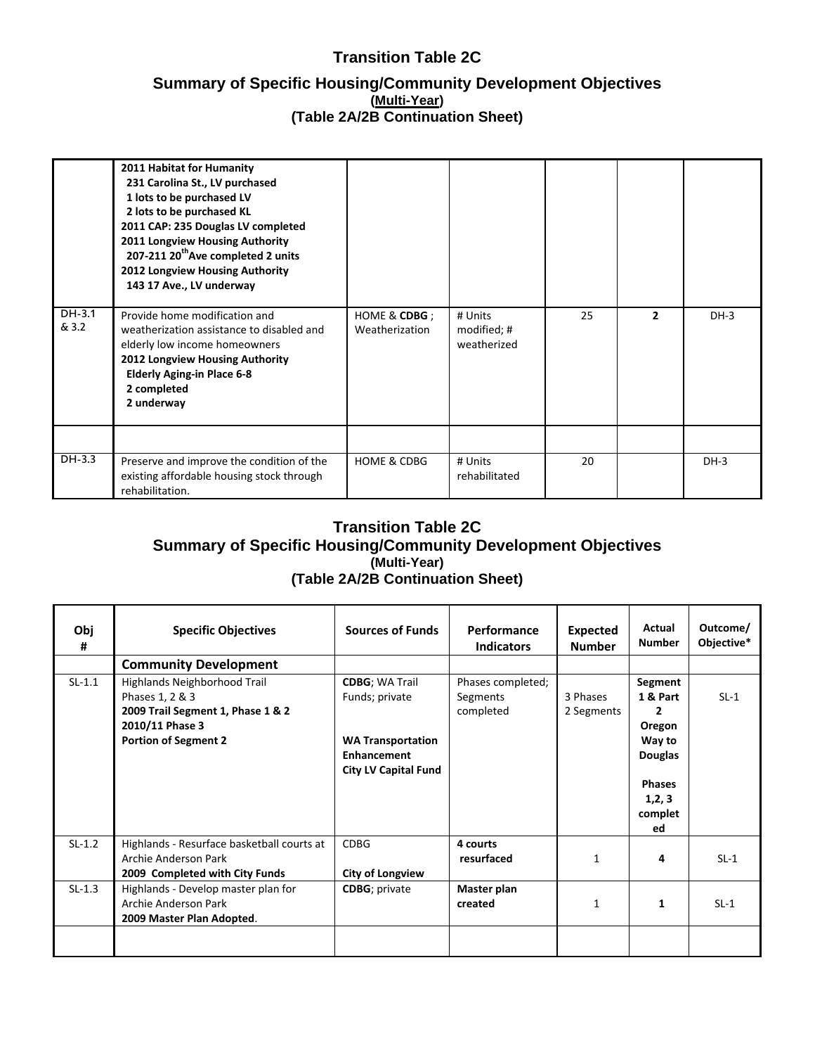## Transition Table 2C

### Summary of Specific Housing/Community Development Objectives
**(Multi-Year)**
**(Table 2A/2B Continuation Sheet)**

| | | | | | | |
|---|---|---|---|---|---|---|
| | **2011 Habitat for Humanity**<br>**231 Carolina St., LV purchased**<br>**1 lots to be purchased LV**<br>**2 lots to be purchased KL**<br>**2011 CAP: 235 Douglas LV completed**<br>**2011 Longview Housing Authority**<br>**207-211 20th Ave completed 2 units**<br>**2012 Longview Housing Authority**<br>**143 17 Ave., LV underway** | | | | | |
| DH-3.1 & 3.2 | Provide home modification and weatherization assistance to disabled and elderly low income homeowners<br>**2012 Longview Housing Authority**<br>**Elderly Aging-in Place 6-8**<br>**2 completed**<br>**2 underway** | HOME & **CDBG** ; Weatherization | # Units modified; # weatherized | 25 | **2** | DH-3 |
| | | | | | | |
| DH-3.3 | Preserve and improve the condition of the existing affordable housing stock through rehabilitation. | HOME & CDBG | # Units rehabilitated | 20 | | DH-3 |

## Transition Table 2C

### Summary of Specific Housing/Community Development Objectives
**(Multi-Year)**
**(Table 2A/2B Continuation Sheet)**

| Obj # | Specific Objectives | Sources of Funds | Performance Indicators | Expected Number | Actual Number | Outcome/ Objective* |
|---|---|---|---|---|---|---|
| | **Community Development** | | | | | |
| SL-1.1 | Highlands Neighborhood Trail Phases 1, 2 & 3<br>**2009 Trail Segment 1, Phase 1 & 2**<br>**2010/11 Phase 3**<br>**Portion of Segment 2** | **CDBG**; WA Trail Funds; private<br>**WA Transportation Enhancement**<br>**City LV Capital Fund** | Phases completed; Segments completed | 3 Phases<br>2 Segments | **Segment 1 & Part 2 Oregon Way to Douglas**<br>**Phases 1,2, 3 completed** | SL-1 |
| SL-1.2 | Highlands - Resurface basketball courts at Archie Anderson Park<br>**2009 Completed with City Funds** | CDBG<br>**City of Longview** | **4 courts resurfaced** | 1 | **4** | SL-1 |
| SL-1.3 | Highlands - Develop master plan for Archie Anderson Park<br>**2009 Master Plan Adopted**. | **CDBG**; private | **Master plan created** | 1 | **1** | SL-1 |
| | | | | | | |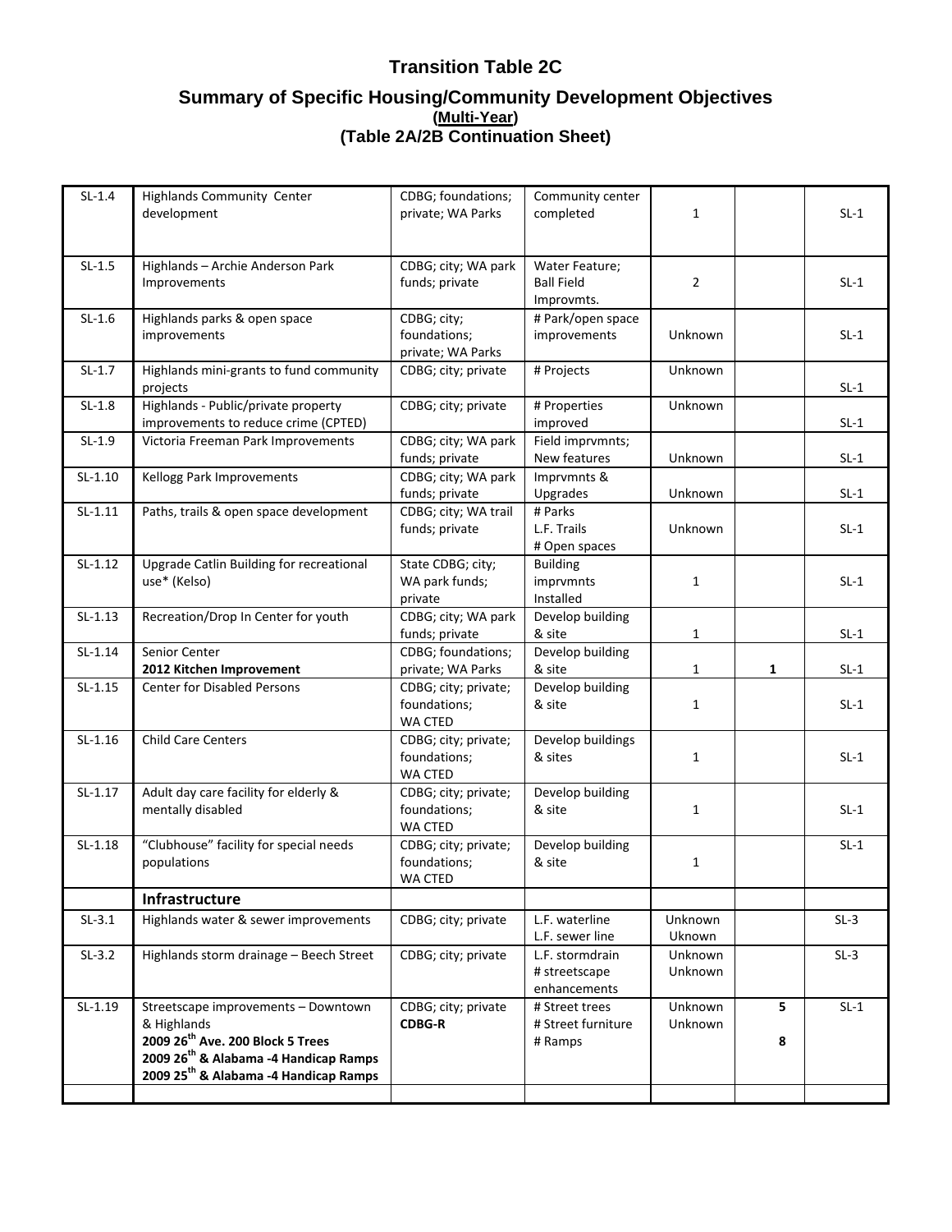# Transition Table 2C

## Summary of Specific Housing/Community Development Objectives
**(Multi-Year)**
**(Table 2A/2B Continuation Sheet)**

| | | | | | | |
|---|---|---|---|---|---|---|
| SL-1.4 | Highlands Community Center development | CDBG; foundations; private; WA Parks | Community center completed | 1 | | SL-1 |
| SL-1.5 | Highlands – Archie Anderson Park Improvements | CDBG; city; WA park funds; private | Water Feature; Ball Field Improvmts. | 2 | | SL-1 |
| SL-1.6 | Highlands parks & open space improvements | CDBG; city; foundations; private; WA Parks | # Park/open space improvements | Unknown | | SL-1 |
| SL-1.7 | Highlands mini-grants to fund community projects | CDBG; city; private | # Projects | Unknown | | SL-1 |
| SL-1.8 | Highlands - Public/private property improvements to reduce crime (CPTED) | CDBG; city; private | # Properties improved | Unknown | | SL-1 |
| SL-1.9 | Victoria Freeman Park Improvements | CDBG; city; WA park funds; private | Field imprvmnts; New features | Unknown | | SL-1 |
| SL-1.10 | Kellogg Park Improvements | CDBG; city; WA park funds; private | Imprvmnts & Upgrades | Unknown | | SL-1 |
| SL-1.11 | Paths, trails & open space development | CDBG; city; WA trail funds; private | # Parks<br>L.F. Trails<br># Open spaces | Unknown | | SL-1 |
| SL-1.12 | Upgrade Catlin Building for recreational use* (Kelso) | State CDBG; city; WA park funds; private | Building imprvmnts Installed | 1 | | SL-1 |
| SL-1.13 | Recreation/Drop In Center for youth | CDBG; city; WA park funds; private | Develop building & site | 1 | | SL-1 |
| SL-1.14 | Senior Center<br>**2012 Kitchen Improvement** | CDBG; foundations; private; WA Parks | Develop building & site | 1 | **1** | SL-1 |
| SL-1.15 | Center for Disabled Persons | CDBG; city; private; foundations; WA CTED | Develop building & site | 1 | | SL-1 |
| SL-1.16 | Child Care Centers | CDBG; city; private; foundations; WA CTED | Develop buildings & sites | 1 | | SL-1 |
| SL-1.17 | Adult day care facility for elderly & mentally disabled | CDBG; city; private; foundations; WA CTED | Develop building & site | 1 | | SL-1 |
| SL-1.18 | "Clubhouse" facility for special needs populations | CDBG; city; private; foundations; WA CTED | Develop building & site | 1 | | SL-1 |
| | **Infrastructure** | | | | | |
| SL-3.1 | Highlands water & sewer improvements | CDBG; city; private | L.F. waterline<br>L.F. sewer line | Unknown<br>Uknown | | SL-3 |
| SL-3.2 | Highlands storm drainage – Beech Street | CDBG; city; private | L.F. stormdrain<br># streetscape enhancements | Unknown<br>Unknown | | SL-3 |
| SL-1.19 | Streetscape improvements – Downtown & Highlands<br>**2009 26th Ave. 200 Block 5 Trees**<br>**2009 26th & Alabama -4 Handicap Ramps**<br>**2009 25th & Alabama -4 Handicap Ramps** | CDBG; city; private<br>**CDBG-R** | # Street trees<br># Street furniture<br># Ramps | Unknown<br>Unknown | **5**<br><br>**8** | SL-1 |
| | | | | | | |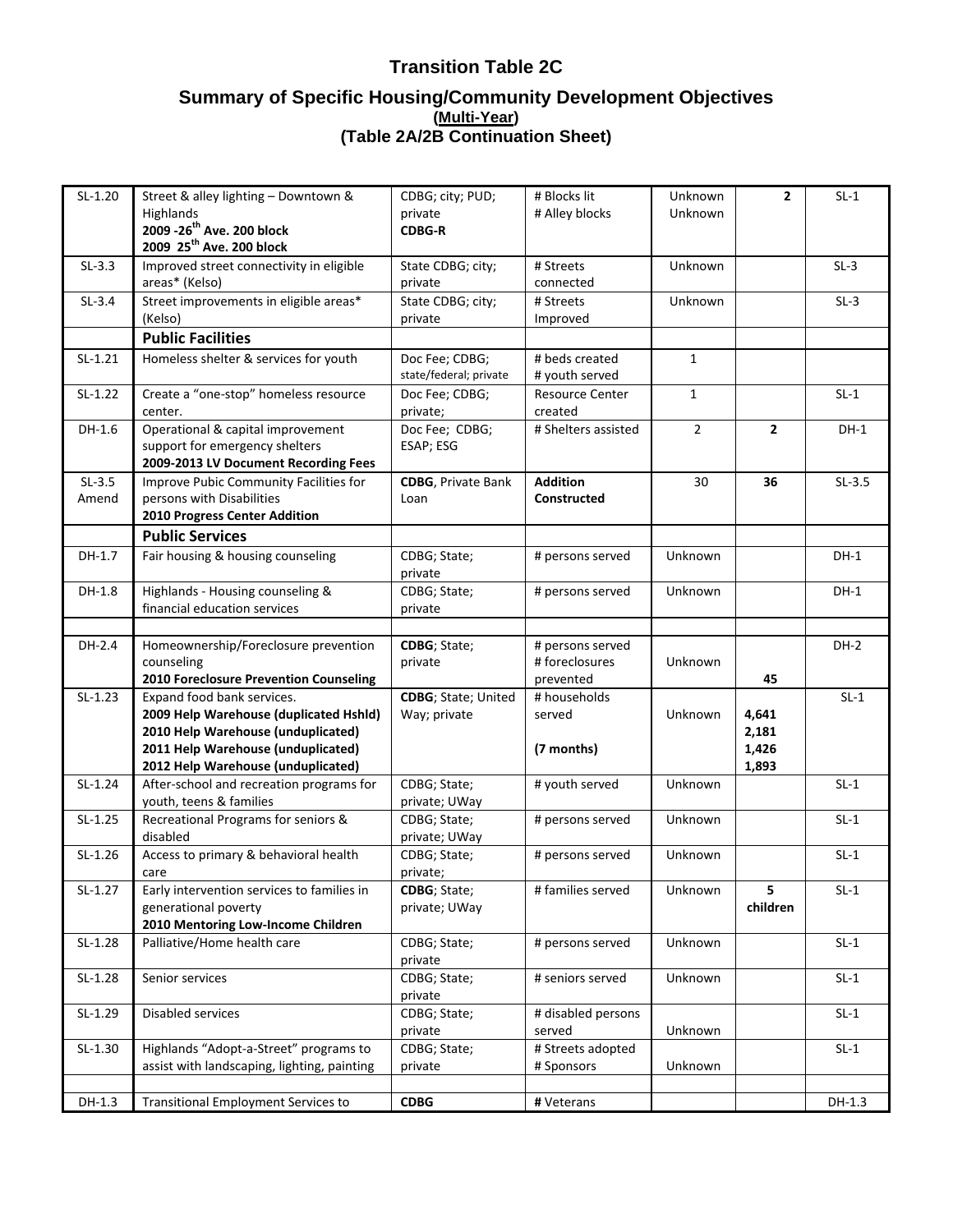# Transition Table 2C

## Summary of Specific Housing/Community Development Objectives

**(Multi-Year)**

**(Table 2A/2B Continuation Sheet)**

| | | | | | | |
|---|---|---|---|---|---|---|
| SL-1.20 | Street & alley lighting – Downtown & Highlands **2009 -26th Ave. 200 block** **2009 25th Ave. 200 block** | CDBG; city; PUD; private **CDBG-R** | # Blocks lit # Alley blocks | Unknown Unknown | **2** | SL-1 |
| SL-3.3 | Improved street connectivity in eligible areas* (Kelso) | State CDBG; city; private | # Streets connected | Unknown | | SL-3 |
| SL-3.4 | Street improvements in eligible areas* (Kelso) | State CDBG; city; private | # Streets Improved | Unknown | | SL-3 |
| | **Public Facilities** | | | | | |
| SL-1.21 | Homeless shelter & services for youth | Doc Fee; CDBG; state/federal; private | # beds created # youth served | 1 | | |
| SL-1.22 | Create a "one-stop" homeless resource center. | Doc Fee; CDBG; private; | Resource Center created | 1 | | SL-1 |
| DH-1.6 | Operational & capital improvement support for emergency shelters **2009-2013 LV Document Recording Fees** | Doc Fee; CDBG; ESAP; ESG | # Shelters assisted | 2 | **2** | DH-1 |
| SL-3.5 Amend | Improve Pubic Community Facilities for persons with Disabilities **2010 Progress Center Addition** | **CDBG**, Private Bank Loan | **Addition Constructed** | 30 | **36** | SL-3.5 |
| | **Public Services** | | | | | |
| DH-1.7 | Fair housing & housing counseling | CDBG; State; private | # persons served | Unknown | | DH-1 |
| DH-1.8 | Highlands - Housing counseling & financial education services | CDBG; State; private | # persons served | Unknown | | DH-1 |
| | | | | | | |
| DH-2.4 | Homeownership/Foreclosure prevention counseling **2010 Foreclosure Prevention Counseling** | **CDBG**; State; private | # persons served # foreclosures prevented | Unknown | **45** | DH-2 |
| SL-1.23 | Expand food bank services. **2009 Help Warehouse (duplicated Hshld)** **2010 Help Warehouse (unduplicated)** **2011 Help Warehouse (unduplicated)** **2012 Help Warehouse (unduplicated)** | **CDBG**; State; United Way; private | # households served **(7 months)** | Unknown | **4,641** **2,181** **1,426** **1,893** | SL-1 |
| SL-1.24 | After-school and recreation programs for youth, teens & families | CDBG; State; private; UWay | # youth served | Unknown | | SL-1 |
| SL-1.25 | Recreational Programs for seniors & disabled | CDBG; State; private; UWay | # persons served | Unknown | | SL-1 |
| SL-1.26 | Access to primary & behavioral health care | CDBG; State; private; | # persons served | Unknown | | SL-1 |
| SL-1.27 | Early intervention services to families in generational poverty **2010 Mentoring Low-Income Children** | **CDBG**; State; private; UWay | # families served | Unknown | **5 children** | SL-1 |
| SL-1.28 | Palliative/Home health care | CDBG; State; private | # persons served | Unknown | | SL-1 |
| SL-1.28 | Senior services | CDBG; State; private | # seniors served | Unknown | | SL-1 |
| SL-1.29 | Disabled services | CDBG; State; private | # disabled persons served | Unknown | | SL-1 |
| SL-1.30 | Highlands "Adopt-a-Street" programs to assist with landscaping, lighting, painting | CDBG; State; private | # Streets adopted # Sponsors | Unknown | | SL-1 |
| | | | | | | |
| DH-1.3 | Transitional Employment Services to | **CDBG** | **#** Veterans | | | DH-1.3 |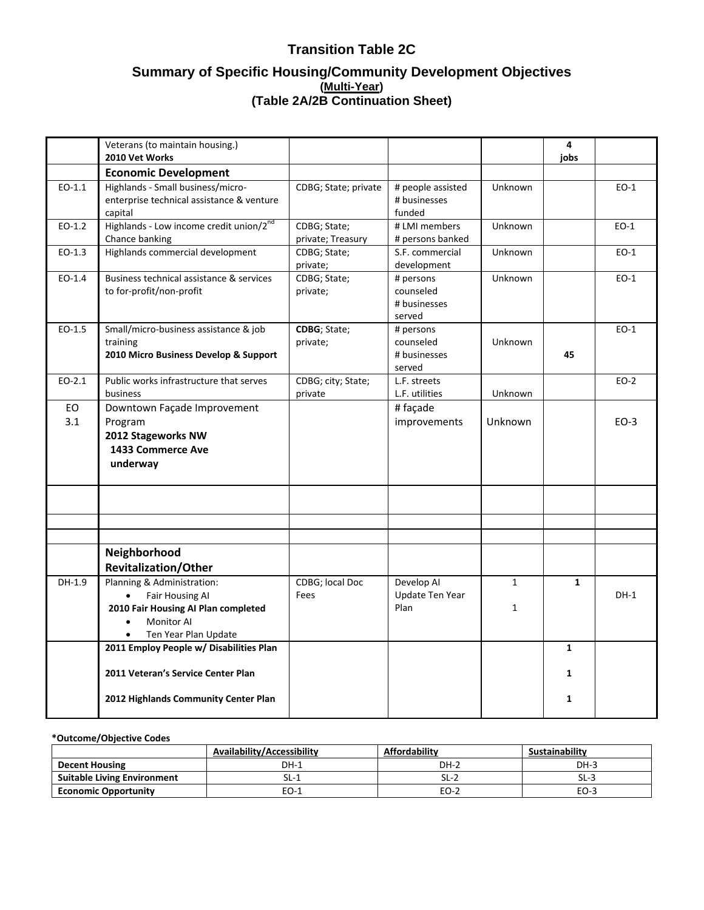# Transition Table 2C

## Summary of Specific Housing/Community Development Objectives

**(Multi-Year)**

**(Table 2A/2B Continuation Sheet)**

| | | | | | | |
|---|---|---|---|---|---|---|
| | Veterans (to maintain housing.)<br>**2010 Vet Works** | | | | **4 jobs** | |
| | **Economic Development** | | | | | |
| EO-1.1 | Highlands - Small business/micro-enterprise technical assistance & venture capital | CDBG; State; private | # people assisted<br># businesses funded | Unknown | | EO-1 |
| EO-1.2 | Highlands - Low income credit union/2nd Chance banking | CDBG; State; private; Treasury | # LMI members<br># persons banked | Unknown | | EO-1 |
| EO-1.3 | Highlands commercial development | CDBG; State; private; | S.F. commercial development | Unknown | | EO-1 |
| EO-1.4 | Business technical assistance & services to for-profit/non-profit | CDBG; State; private; | # persons counseled<br># businesses served | Unknown | | EO-1 |
| EO-1.5 | Small/micro-business assistance & job training<br>**2010 Micro Business Develop & Support** | **CDBG**; State; private; | # persons counseled<br># businesses served | Unknown | **45** | EO-1 |
| EO-2.1 | Public works infrastructure that serves business | CDBG; city; State; private | L.F. streets<br>L.F. utilities | Unknown | | EO-2 |
| EO 3.1 | Downtown Façade Improvement Program<br>**2012 Stageworks NW**<br>**1433 Commerce Ave**<br>**underway** | | # façade improvements | Unknown | | EO-3 |
| | | | | | | |
| | | | | | | |
| | | | | | | |
| | **Neighborhood Revitalization/Other** | | | | | |
| DH-1.9 | Planning & Administration:<br>• Fair Housing AI<br>**2010 Fair Housing AI Plan completed**<br>• Monitor AI<br>• Ten Year Plan Update | CDBG; local Doc Fees | Develop AI<br>Update Ten Year Plan | 1<br>1 | **1** | DH-1 |
| | **2011 Employ People w/ Disabilities Plan**<br>**2011 Veteran's Service Center Plan**<br>**2012 Highlands Community Center Plan** | | | | **1**<br>**1**<br>**1** | |

**\*Outcome/Objective Codes**

| | Availability/Accessibility | Affordability | Sustainability |
|---|---|---|---|
| **Decent Housing** | DH-1 | DH-2 | DH-3 |
| **Suitable Living Environment** | SL-1 | SL-2 | SL-3 |
| **Economic Opportunity** | EO-1 | EO-2 | EO-3 |